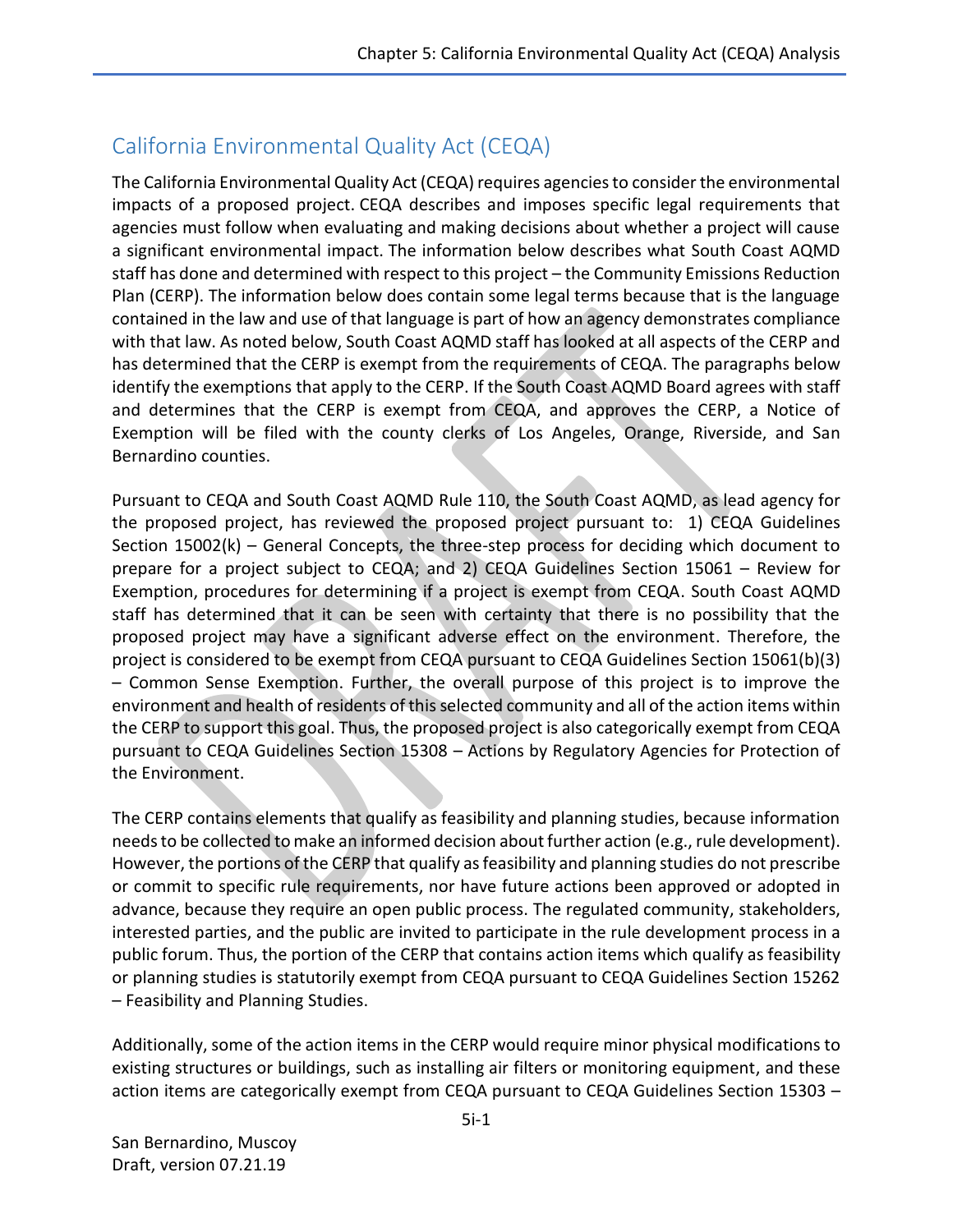## California Environmental Quality Act (CEQA)

The California Environmental Quality Act (CEQA) requires agencies to consider the environmental impacts of a proposed project. CEQA describes and imposes specific legal requirements that agencies must follow when evaluating and making decisions about whether a project will cause a significant environmental impact. The information below describes what South Coast AQMD staff has done and determined with respect to this project – the Community Emissions Reduction Plan (CERP). The information below does contain some legal terms because that is the language contained in the law and use of that language is part of how an agency demonstrates compliance with that law. As noted below, South Coast AQMD staff has looked at all aspects of the CERP and has determined that the CERP is exempt from the requirements of CEQA. The paragraphs below identify the exemptions that apply to the CERP. If the South Coast AQMD Board agrees with staff and determines that the CERP is exempt from CEQA, and approves the CERP, a Notice of Exemption will be filed with the county clerks of Los Angeles, Orange, Riverside, and San Bernardino counties.

Pursuant to CEQA and South Coast AQMD Rule 110, the South Coast AQMD, as lead agency for the proposed project, has reviewed the proposed project pursuant to: 1) CEQA Guidelines Section 15002(k) – General Concepts, the three-step process for deciding which document to prepare for a project subject to CEQA; and 2) CEQA Guidelines Section 15061 – Review for Exemption, procedures for determining if a project is exempt from CEQA. South Coast AQMD staff has determined that it can be seen with certainty that there is no possibility that the proposed project may have a significant adverse effect on the environment. Therefore, the project is considered to be exempt from CEQA pursuant to CEQA Guidelines Section 15061(b)(3) – Common Sense Exemption. Further, the overall purpose of this project is to improve the environment and health of residents of this selected community and all of the action items within the CERP to support this goal. Thus, the proposed project is also categorically exempt from CEQA pursuant to CEQA Guidelines Section 15308 – Actions by Regulatory Agencies for Protection of the Environment.

The CERP contains elements that qualify as feasibility and planning studies, because information needs to be collected to make an informed decision about further action (e.g., rule development). However, the portions of the CERP that qualify as feasibility and planning studies do not prescribe or commit to specific rule requirements, nor have future actions been approved or adopted in advance, because they require an open public process. The regulated community, stakeholders, interested parties, and the public are invited to participate in the rule development process in a public forum. Thus, the portion of the CERP that contains action items which qualify as feasibility or planning studies is statutorily exempt from CEQA pursuant to CEQA Guidelines Section 15262 – Feasibility and Planning Studies.

Additionally, some of the action items in the CERP would require minor physical modifications to existing structures or buildings, such as installing air filters or monitoring equipment, and these action items are categorically exempt from CEQA pursuant to CEQA Guidelines Section 15303 –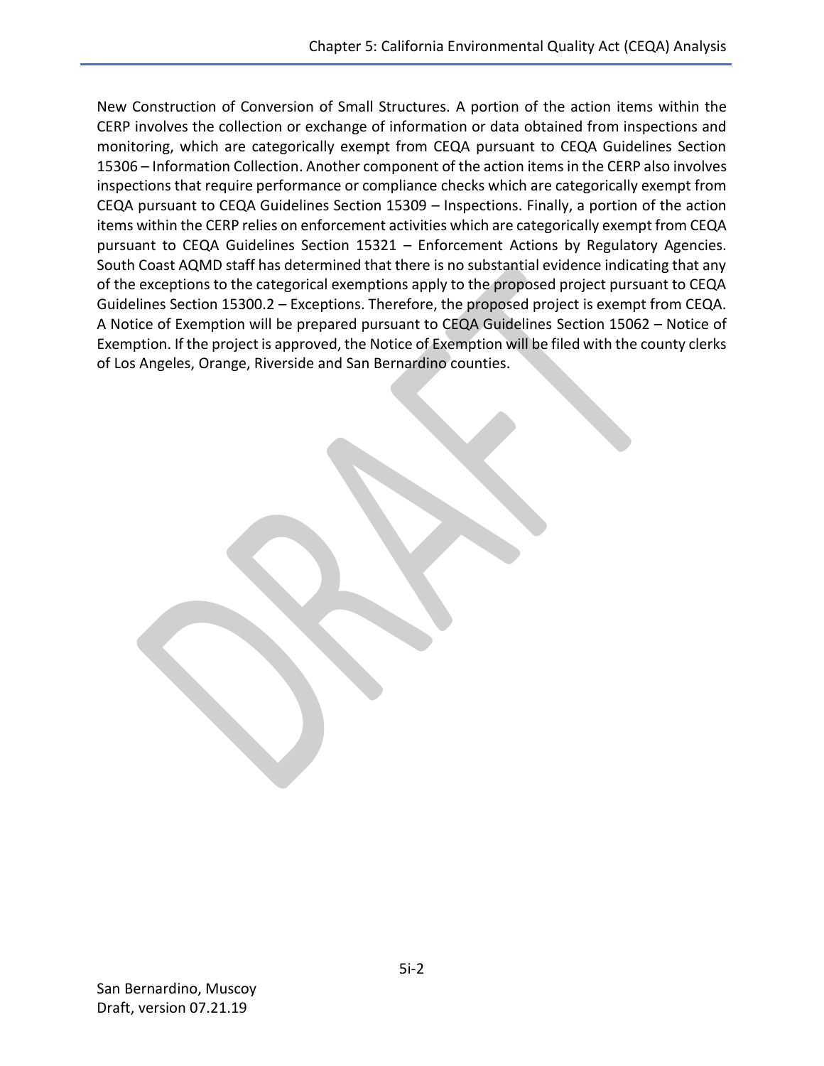New Construction of Conversion of Small Structures. A portion of the action items within the CERP involves the collection or exchange of information or data obtained from inspections and monitoring, which are categorically exempt from CEQA pursuant to CEQA Guidelines Section 15306 – Information Collection. Another component of the action items in the CERP also involves inspections that require performance or compliance checks which are categorically exempt from CEQA pursuant to CEQA Guidelines Section 15309 – Inspections. Finally, a portion of the action items within the CERP relies on enforcement activities which are categorically exempt from CEQA pursuant to CEQA Guidelines Section 15321 – Enforcement Actions by Regulatory Agencies. South Coast AQMD staff has determined that there is no substantial evidence indicating that any of the exceptions to the categorical exemptions apply to the proposed project pursuant to CEQA Guidelines Section 15300.2 – Exceptions. Therefore, the proposed project is exempt from CEQA. A Notice of Exemption will be prepared pursuant to CEQA Guidelines Section 15062 – Notice of Exemption. If the project is approved, the Notice of Exemption will be filed with the county clerks of Los Angeles, Orange, Riverside and San Bernardino counties.